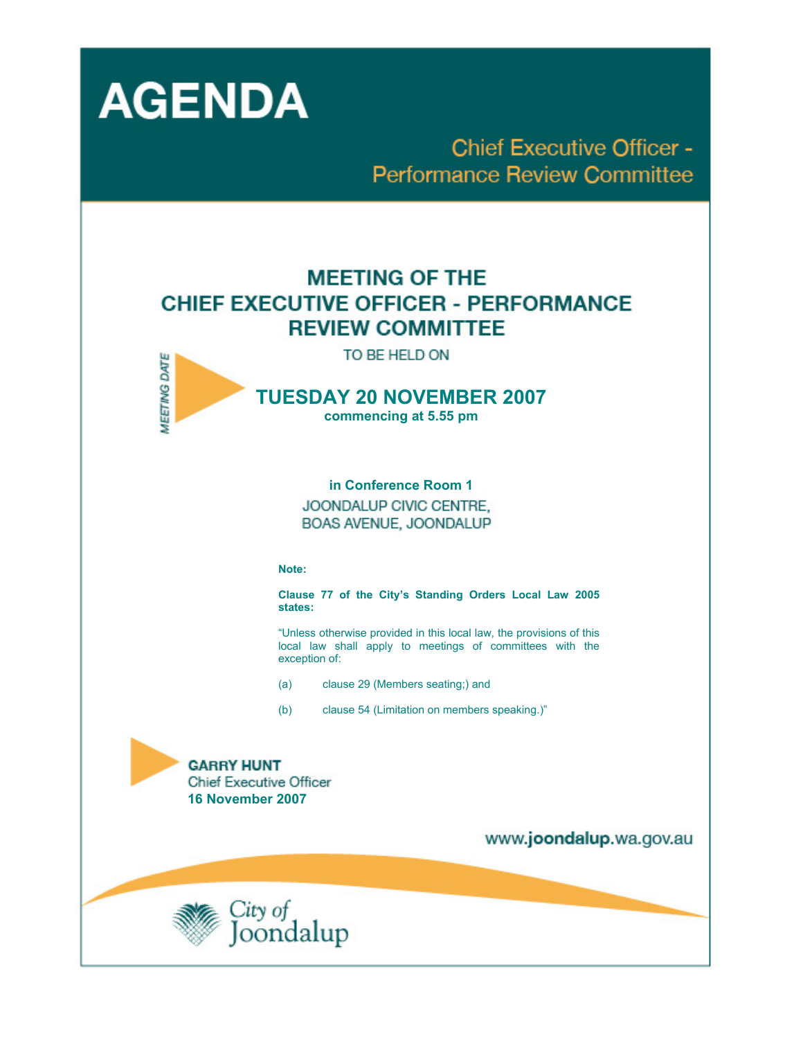# AGENDA

## Chief Executive Officer - Performance Review Committee

## MEETING OF THE CHIEF EXECUTIVE OFFICER - PERFORMANCE REVIEW COMMITTEE

TO BE HELD ON

*MEETING DATE*

**TUESDAY 20 NOVEMBER 2007**

**commencing at 5.55 pm**

**in Conference Room 1**

JOONDALUP CIVIC CENTRE,
BOAS AVENUE, JOONDALUP

**Note:**

**Clause 77 of the City's Standing Orders Local Law 2005 states:**

"Unless otherwise provided in this local law, the provisions of this local law shall apply to meetings of committees with the exception of:

(a) clause 29 (Members seating;) and

(b) clause 54 (Limitation on members speaking.)"

**GARRY HUNT**
Chief Executive Officer
**16 November 2007**

www.**joondalup**.wa.gov.au

City of Joondalup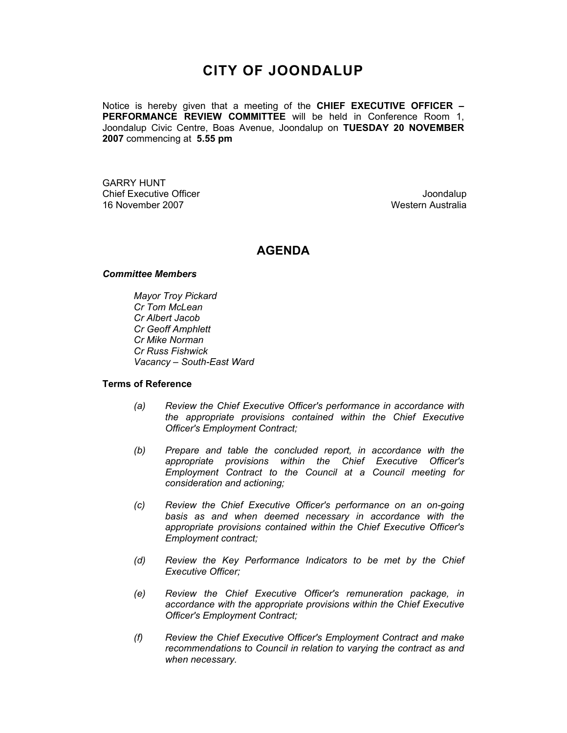# CITY OF JOONDALUP

Notice is hereby given that a meeting of the **CHIEF EXECUTIVE OFFICER – PERFORMANCE REVIEW COMMITTEE** will be held in Conference Room 1, Joondalup Civic Centre, Boas Avenue, Joondalup on **TUESDAY 20 NOVEMBER 2007** commencing at **5.55 pm**

GARRY HUNT
Chief Executive Officer
16 November 2007

Joondalup
Western Australia

## AGENDA

***Committee Members***

*Mayor Troy Pickard*
*Cr Tom McLean*
*Cr Albert Jacob*
*Cr Geoff Amphlett*
*Cr Mike Norman*
*Cr Russ Fishwick*
*Vacancy – South-East Ward*

**Terms of Reference**

*(a)* *Review the Chief Executive Officer's performance in accordance with the appropriate provisions contained within the Chief Executive Officer's Employment Contract;*

*(b)* *Prepare and table the concluded report, in accordance with the appropriate provisions within the Chief Executive Officer's Employment Contract to the Council at a Council meeting for consideration and actioning;*

*(c)* *Review the Chief Executive Officer's performance on an on-going basis as and when deemed necessary in accordance with the appropriate provisions contained within the Chief Executive Officer's Employment contract;*

*(d)* *Review the Key Performance Indicators to be met by the Chief Executive Officer;*

*(e)* *Review the Chief Executive Officer's remuneration package, in accordance with the appropriate provisions within the Chief Executive Officer's Employment Contract;*

*(f)* *Review the Chief Executive Officer's Employment Contract and make recommendations to Council in relation to varying the contract as and when necessary.*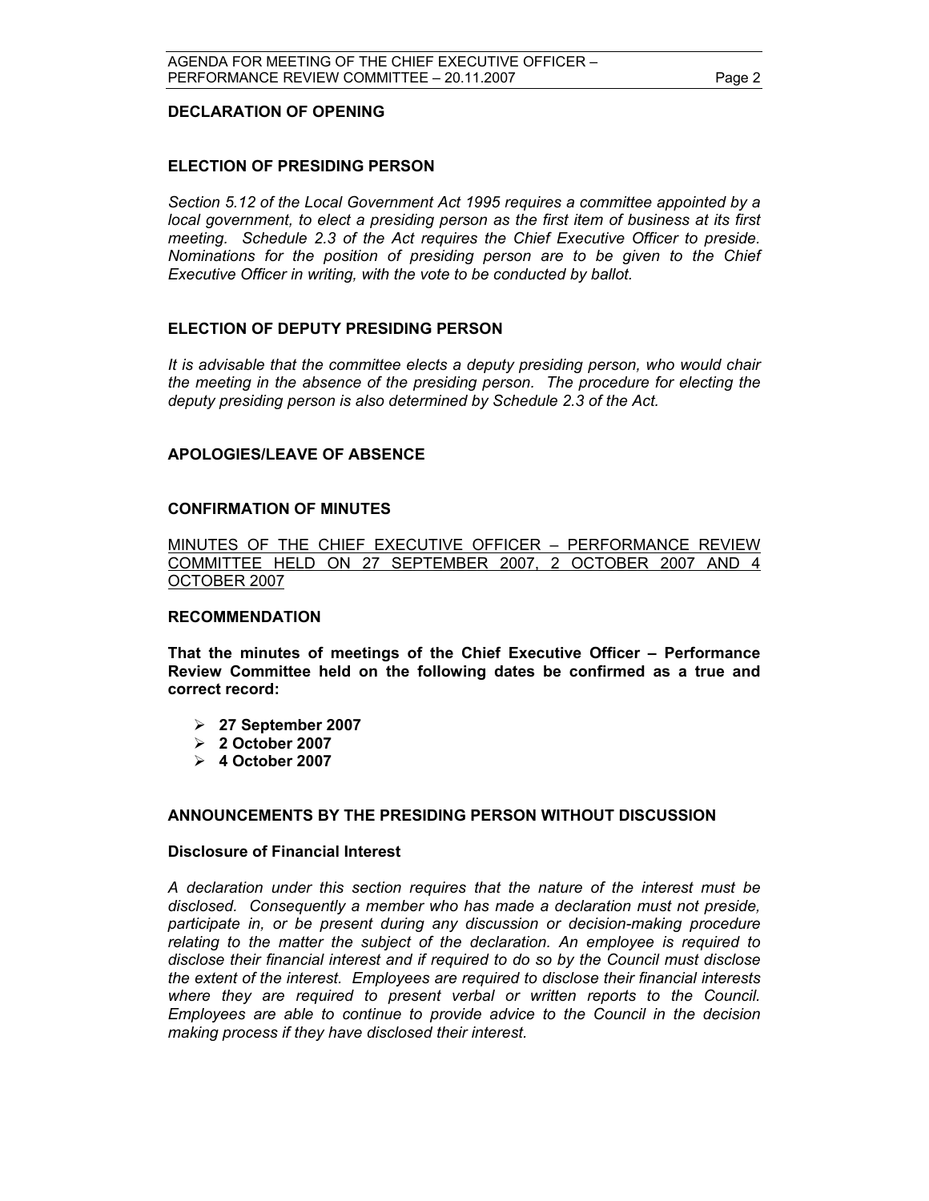## DECLARATION OF OPENING

## ELECTION OF PRESIDING PERSON

*Section 5.12 of the Local Government Act 1995 requires a committee appointed by a local government, to elect a presiding person as the first item of business at its first meeting. Schedule 2.3 of the Act requires the Chief Executive Officer to preside. Nominations for the position of presiding person are to be given to the Chief Executive Officer in writing, with the vote to be conducted by ballot.*

## ELECTION OF DEPUTY PRESIDING PERSON

*It is advisable that the committee elects a deputy presiding person, who would chair the meeting in the absence of the presiding person. The procedure for electing the deputy presiding person is also determined by Schedule 2.3 of the Act.*

## APOLOGIES/LEAVE OF ABSENCE

## CONFIRMATION OF MINUTES

<u>MINUTES OF THE CHIEF EXECUTIVE OFFICER – PERFORMANCE REVIEW COMMITTEE HELD ON 27 SEPTEMBER 2007, 2 OCTOBER 2007 AND 4 OCTOBER 2007</u>

### RECOMMENDATION

**That the minutes of meetings of the Chief Executive Officer – Performance Review Committee held on the following dates be confirmed as a true and correct record:**

- **27 September 2007**
- **2 October 2007**
- **4 October 2007**

## ANNOUNCEMENTS BY THE PRESIDING PERSON WITHOUT DISCUSSION

### Disclosure of Financial Interest

*A declaration under this section requires that the nature of the interest must be disclosed. Consequently a member who has made a declaration must not preside, participate in, or be present during any discussion or decision-making procedure relating to the matter the subject of the declaration. An employee is required to disclose their financial interest and if required to do so by the Council must disclose the extent of the interest. Employees are required to disclose their financial interests where they are required to present verbal or written reports to the Council. Employees are able to continue to provide advice to the Council in the decision making process if they have disclosed their interest.*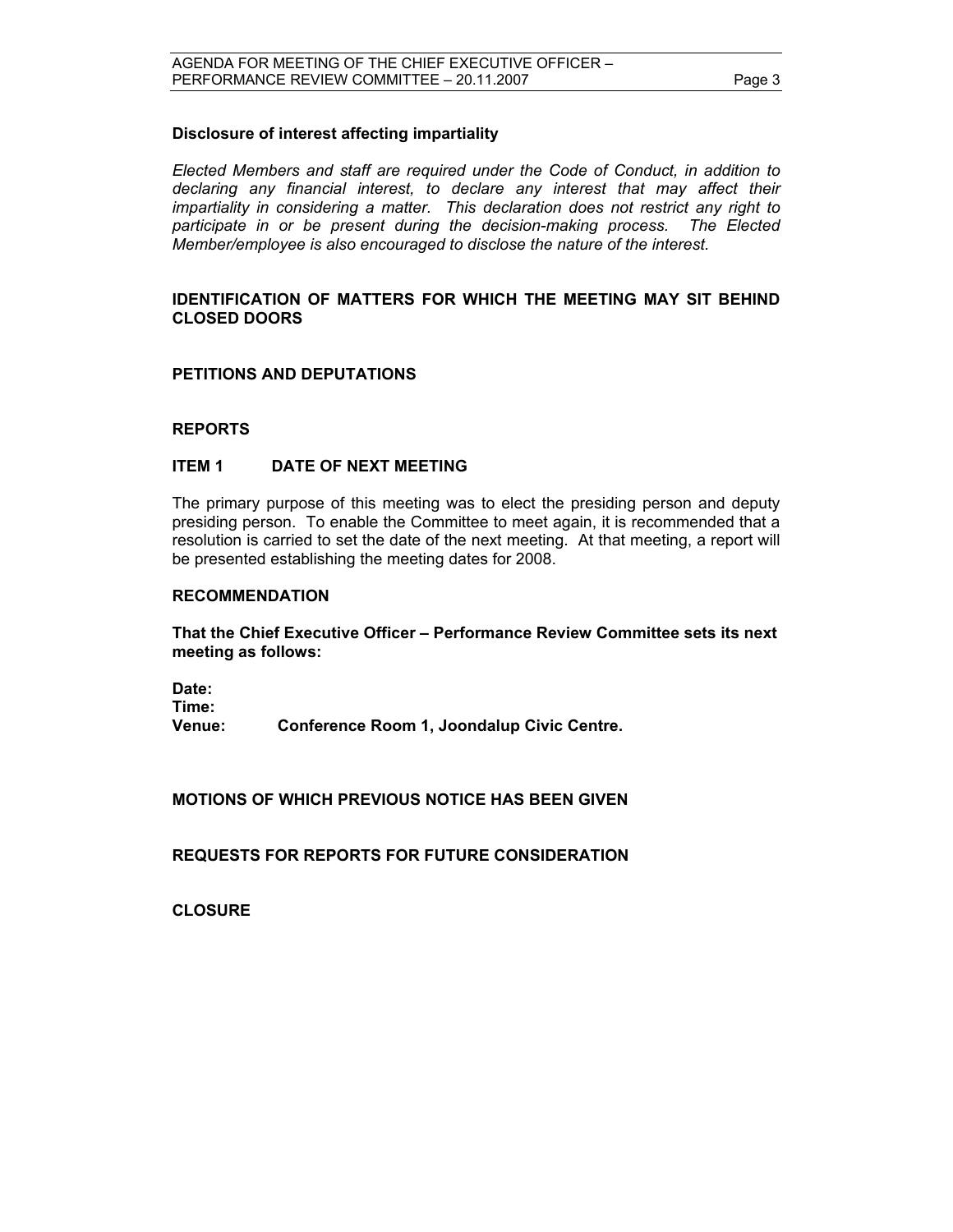### Disclosure of interest affecting impartiality

*Elected Members and staff are required under the Code of Conduct, in addition to declaring any financial interest, to declare any interest that may affect their impartiality in considering a matter. This declaration does not restrict any right to participate in or be present during the decision-making process. The Elected Member/employee is also encouraged to disclose the nature of the interest.*

## IDENTIFICATION OF MATTERS FOR WHICH THE MEETING MAY SIT BEHIND CLOSED DOORS

## PETITIONS AND DEPUTATIONS

## REPORTS

### ITEM 1 DATE OF NEXT MEETING

The primary purpose of this meeting was to elect the presiding person and deputy presiding person. To enable the Committee to meet again, it is recommended that a resolution is carried to set the date of the next meeting. At that meeting, a report will be presented establishing the meeting dates for 2008.

### RECOMMENDATION

**That the Chief Executive Officer – Performance Review Committee sets its next meeting as follows:**

**Date:**
**Time:**
**Venue: Conference Room 1, Joondalup Civic Centre.**

## MOTIONS OF WHICH PREVIOUS NOTICE HAS BEEN GIVEN

## REQUESTS FOR REPORTS FOR FUTURE CONSIDERATION

## CLOSURE